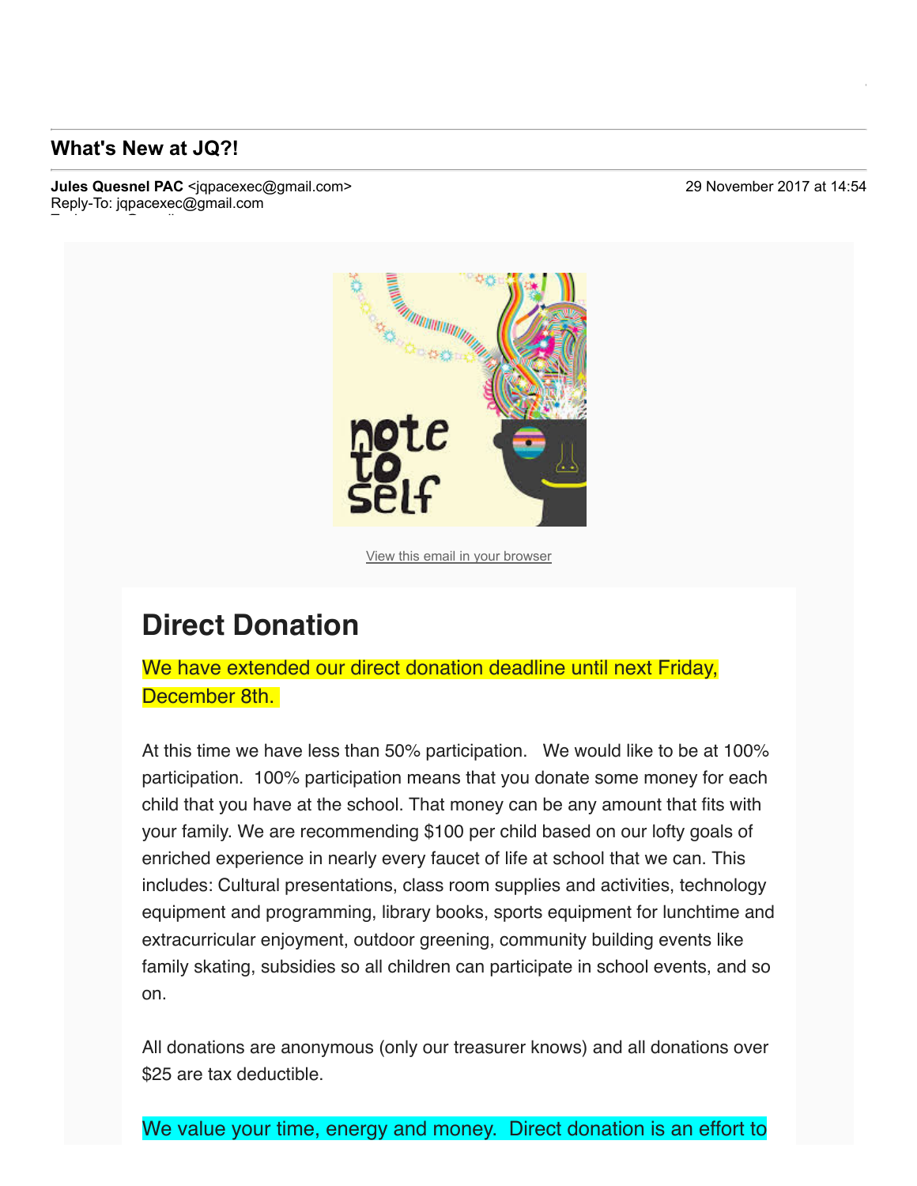## What's New at JQ?!

**Jules Quesnel PAC** <jqpacexec@gmail.com>
Reply-To: jqpacexec@gmail.com

29 November 2017 at 14:54

View this email in your browser

# Direct Donation

We have extended our direct donation deadline until next Friday, December 8th.

At this time we have less than 50% participation. We would like to be at 100% participation. 100% participation means that you donate some money for each child that you have at the school. That money can be any amount that fits with your family. We are recommending $100 per child based on our lofty goals of enriched experience in nearly every faucet of life at school that we can. This includes: Cultural presentations, class room supplies and activities, technology equipment and programming, library books, sports equipment for lunchtime and extracurricular enjoyment, outdoor greening, community building events like family skating, subsidies so all children can participate in school events, and so on.

All donations are anonymous (only our treasurer knows) and all donations over $25 are tax deductible.

We value your time, energy and money. Direct donation is an effort to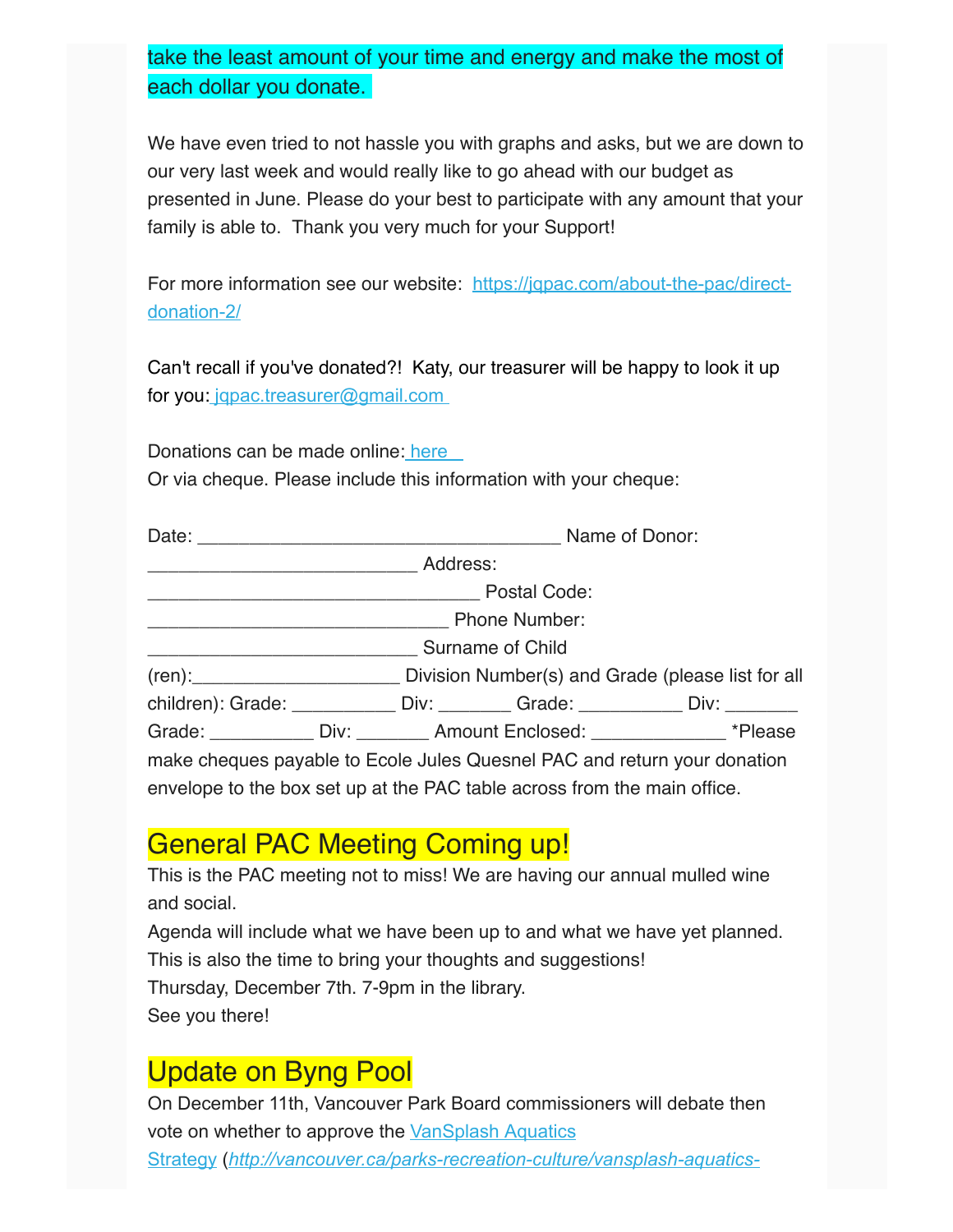take the least amount of your time and energy and make the most of each dollar you donate.

We have even tried to not hassle you with graphs and asks, but we are down to our very last week and would really like to go ahead with our budget as presented in June. Please do your best to participate with any amount that your family is able to. Thank you very much for your Support!

For more information see our website: [https://jqpac.com/about-the-pac/direct-donation-2/](https://jqpac.com/about-the-pac/direct-donation-2/)

Can't recall if you've donated?! Katy, our treasurer will be happy to look it up for you: jqpac.treasurer@gmail.com

Donations can be made online: here
Or via cheque. Please include this information with your cheque:

Date: ____________________________________ Name of Donor: ___________________________ Address: _________________________________ Postal Code: ______________________________ Phone Number: ___________________________ Surname of Child (ren):____________________ Division Number(s) and Grade (please list for all children): Grade: __________ Div: _______ Grade: __________ Div: _______ Grade: __________ Div: _______ Amount Enclosed: _____________ *Please make cheques payable to Ecole Jules Quesnel PAC and return your donation envelope to the box set up at the PAC table across from the main office.

## General PAC Meeting Coming up!

This is the PAC meeting not to miss! We are having our annual mulled wine and social.
Agenda will include what we have been up to and what we have yet planned. This is also the time to bring your thoughts and suggestions!
Thursday, December 7th. 7-9pm in the library.
See you there!

## Update on Byng Pool

On December 11th, Vancouver Park Board commissioners will debate then vote on whether to approve the VanSplash Aquatics Strategy (*http://vancouver.ca/parks-recreation-culture/vansplash-aquatics-*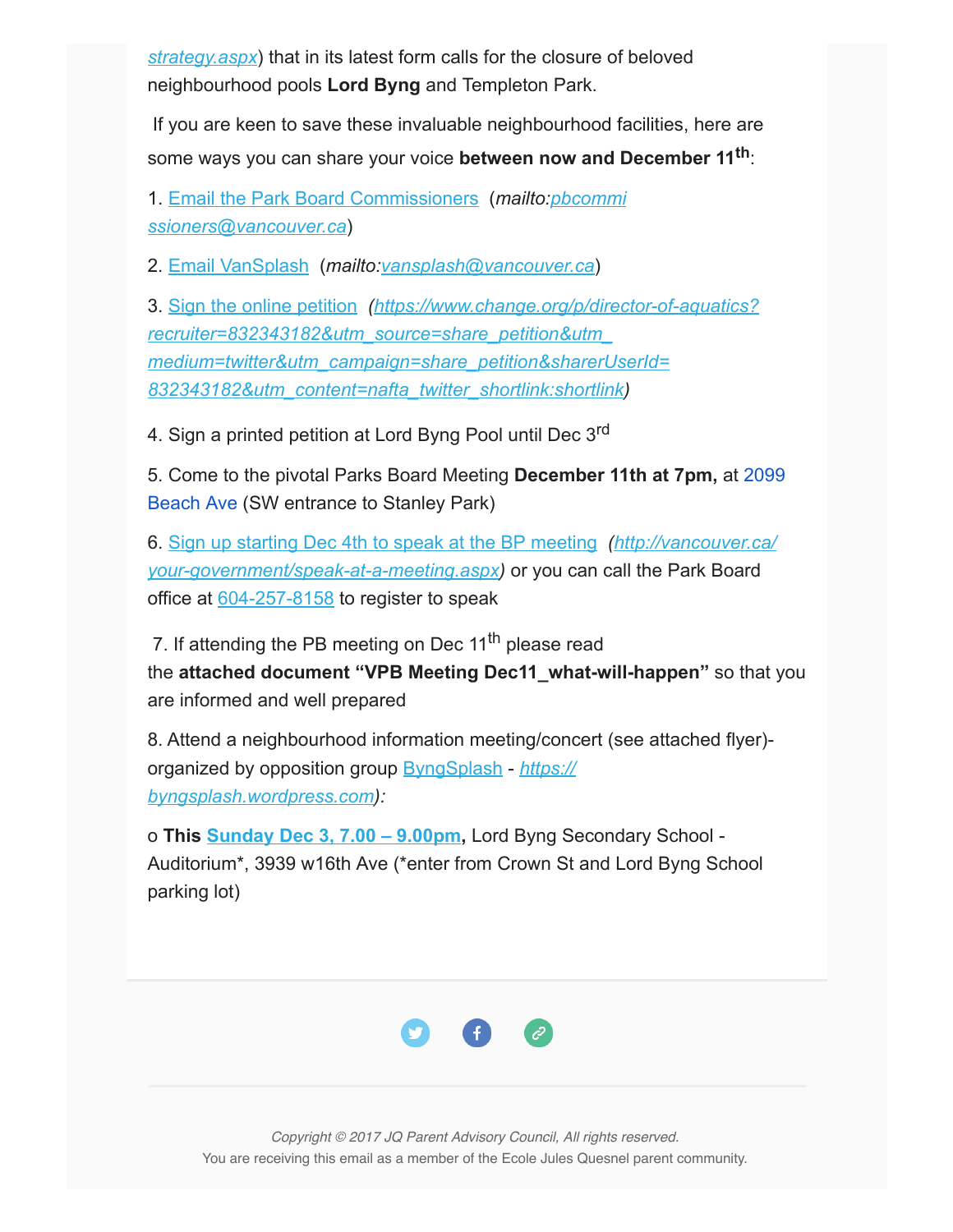strategy.aspx) that in its latest form calls for the closure of beloved neighbourhood pools **Lord Byng** and Templeton Park.

If you are keen to save these invaluable neighbourhood facilities, here are some ways you can share your voice **between now and December 11th**:

1. Email the Park Board Commissioners (*mailto:*pbcommissioners@vancouver.ca)

2. Email VanSplash (*mailto:*vansplash@vancouver.ca)

3. Sign the online petition (*https://www.change.org/p/director-of-aquatics?recruiter=832343182&utm_source=share_petition&utm_medium=twitter&utm_campaign=share_petition&sharerUserId=832343182&utm_content=nafta_twitter_shortlink:shortlink*)

4. Sign a printed petition at Lord Byng Pool until Dec 3rd

5. Come to the pivotal Parks Board Meeting **December 11th at 7pm,** at 2099 Beach Ave (SW entrance to Stanley Park)

6. Sign up starting Dec 4th to speak at the BP meeting (*http://vancouver.ca/your-government/speak-at-a-meeting.aspx*) or you can call the Park Board office at 604-257-8158 to register to speak

7. If attending the PB meeting on Dec 11th please read the **attached document "VPB Meeting Dec11_what-will-happen"** so that you are informed and well prepared

8. Attend a neighbourhood information meeting/concert (see attached flyer)- organized by opposition group ByngSplash - *https://byngsplash.wordpress.com):*

o **This Sunday Dec 3, 7.00 – 9.00pm,** Lord Byng Secondary School - Auditorium*, 3939 w16th Ave (*enter from Crown St and Lord Byng School parking lot)

*Copyright © 2017 JQ Parent Advisory Council, All rights reserved.*
You are receiving this email as a member of the Ecole Jules Quesnel parent community.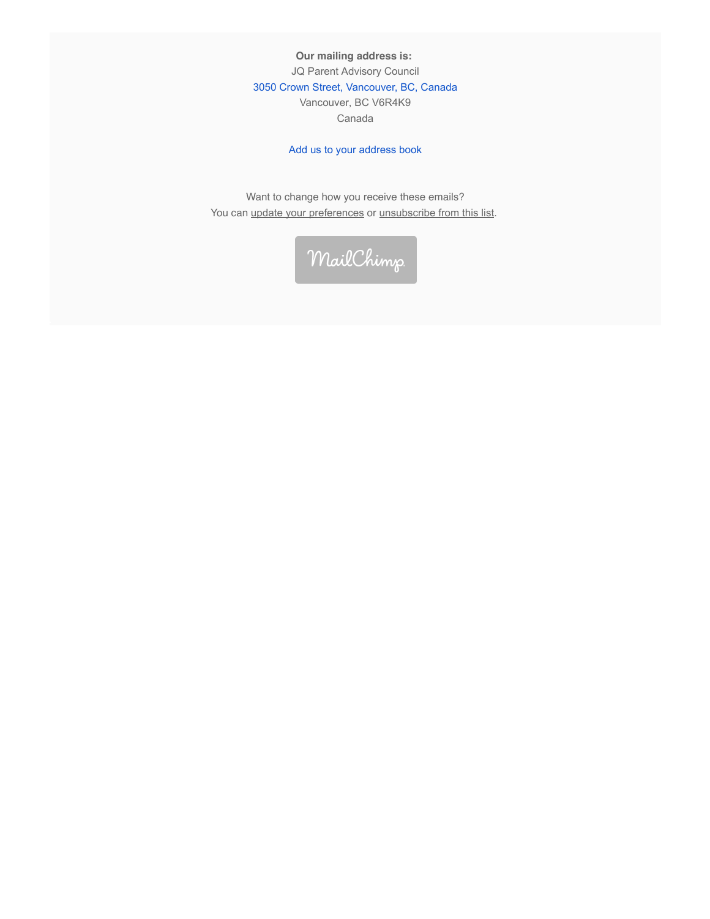**Our mailing address is:**
JQ Parent Advisory Council
3050 Crown Street, Vancouver, BC, Canada
Vancouver, BC V6R4K9
Canada

Add us to your address book

Want to change how you receive these emails?
You can update your preferences or unsubscribe from this list.

MailChimp